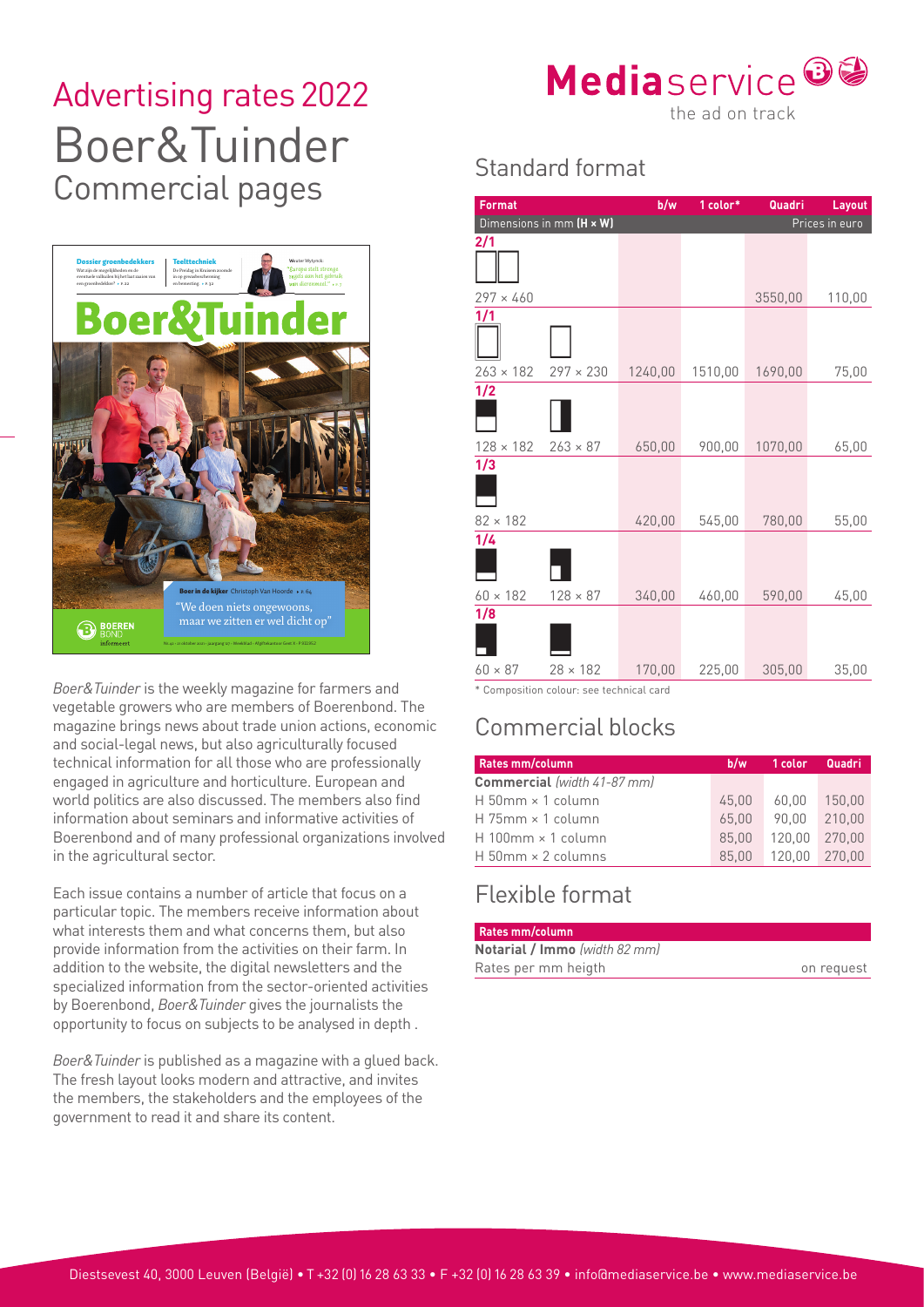# Advertising rates 2022

# Boer&Tuinder

## Commercial pages

**Media**service

the ad on track

*Boer&Tuinder* is the weekly magazine for farmers and vegetable growers who are members of Boerenbond. The magazine brings news about trade union actions, economic and social-legal news, but also agriculturally focused technical information for all those who are professionally engaged in agriculture and horticulture. European and world politics are also discussed. The members also find information about seminars and informative activities of Boerenbond and of many professional organizations involved in the agricultural sector.

Each issue contains a number of article that focus on a particular topic. The members receive information about what interests them and what concerns them, but also provide information from the activities on their farm. In addition to the website, the digital newsletters and the specialized information from the sector-oriented activities by Boerenbond, *Boer&Tuinder* gives the journalists the opportunity to focus on subjects to be analysed in depth .

*Boer&Tuinder* is published as a magazine with a glued back. The fresh layout looks modern and attractive, and invites the members, the stakeholders and the employees of the government to read it and share its content.

## Standard format

| Format | | b/w | 1 color* | Quadri | Layout |
|---|---|---|---|---|---|
| Dimensions in mm **(H × W)** | | | | | Prices in euro |
| **2/1** | | | | | |
| 297 × 460 | | | | 3550,00 | 110,00 |
| **1/1** | | | | | |
| 263 × 182 | 297 × 230 | 1240,00 | 1510,00 | 1690,00 | 75,00 |
| **1/2** | | | | | |
| 128 × 182 | 263 × 87 | 650,00 | 900,00 | 1070,00 | 65,00 |
| **1/3** | | | | | |
| 82 × 182 | | 420,00 | 545,00 | 780,00 | 55,00 |
| **1/4** | | | | | |
| 60 × 182 | 128 × 87 | 340,00 | 460,00 | 590,00 | 45,00 |
| **1/8** | | | | | |
| 60 × 87 | 28 × 182 | 170,00 | 225,00 | 305,00 | 35,00 |

\* Composition colour: see technical card

## Commercial blocks

| Rates mm/column | b/w | 1 color | Quadri |
|---|---|---|---|
| **Commercial** *(width 41-87 mm)* | | | |
| H 50mm × 1 column | 45,00 | 60,00 | 150,00 |
| H 75mm × 1 column | 65,00 | 90,00 | 210,00 |
| H 100mm × 1 column | 85,00 | 120,00 | 270,00 |
| H 50mm × 2 columns | 85,00 | 120,00 | 270,00 |

## Flexible format

| Rates mm/column | |
|---|---|
| **Notarial / Immo** *(width 82 mm)* | |
| Rates per mm heigth | on request |

Diestsevest 40, 3000 Leuven (België) • T +32 (0) 16 28 63 33 • F +32 (0) 16 28 63 39 • info@mediaservice.be • www.mediaservice.be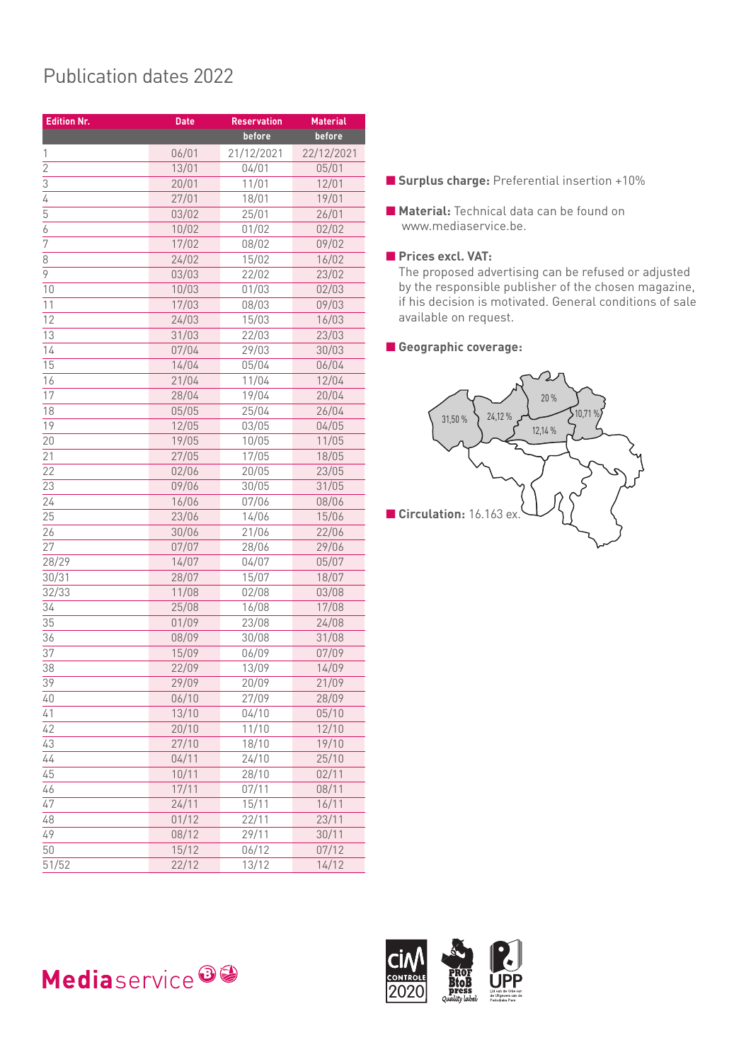# Publication dates 2022

| Edition Nr. | Date | Reservation before | Material before |
|---|---|---|---|
| 1 | 06/01 | 21/12/2021 | 22/12/2021 |
| 2 | 13/01 | 04/01 | 05/01 |
| 3 | 20/01 | 11/01 | 12/01 |
| 4 | 27/01 | 18/01 | 19/01 |
| 5 | 03/02 | 25/01 | 26/01 |
| 6 | 10/02 | 01/02 | 02/02 |
| 7 | 17/02 | 08/02 | 09/02 |
| 8 | 24/02 | 15/02 | 16/02 |
| 9 | 03/03 | 22/02 | 23/02 |
| 10 | 10/03 | 01/03 | 02/03 |
| 11 | 17/03 | 08/03 | 09/03 |
| 12 | 24/03 | 15/03 | 16/03 |
| 13 | 31/03 | 22/03 | 23/03 |
| 14 | 07/04 | 29/03 | 30/03 |
| 15 | 14/04 | 05/04 | 06/04 |
| 16 | 21/04 | 11/04 | 12/04 |
| 17 | 28/04 | 19/04 | 20/04 |
| 18 | 05/05 | 25/04 | 26/04 |
| 19 | 12/05 | 03/05 | 04/05 |
| 20 | 19/05 | 10/05 | 11/05 |
| 21 | 27/05 | 17/05 | 18/05 |
| 22 | 02/06 | 20/05 | 23/05 |
| 23 | 09/06 | 30/05 | 31/05 |
| 24 | 16/06 | 07/06 | 08/06 |
| 25 | 23/06 | 14/06 | 15/06 |
| 26 | 30/06 | 21/06 | 22/06 |
| 27 | 07/07 | 28/06 | 29/06 |
| 28/29 | 14/07 | 04/07 | 05/07 |
| 30/31 | 28/07 | 15/07 | 18/07 |
| 32/33 | 11/08 | 02/08 | 03/08 |
| 34 | 25/08 | 16/08 | 17/08 |
| 35 | 01/09 | 23/08 | 24/08 |
| 36 | 08/09 | 30/08 | 31/08 |
| 37 | 15/09 | 06/09 | 07/09 |
| 38 | 22/09 | 13/09 | 14/09 |
| 39 | 29/09 | 20/09 | 21/09 |
| 40 | 06/10 | 27/09 | 28/09 |
| 41 | 13/10 | 04/10 | 05/10 |
| 42 | 20/10 | 11/10 | 12/10 |
| 43 | 27/10 | 18/10 | 19/10 |
| 44 | 04/11 | 24/10 | 25/10 |
| 45 | 10/11 | 28/10 | 02/11 |
| 46 | 17/11 | 07/11 | 08/11 |
| 47 | 24/11 | 15/11 | 16/11 |
| 48 | 01/12 | 22/11 | 23/11 |
| 49 | 08/12 | 29/11 | 30/11 |
| 50 | 15/12 | 06/12 | 07/12 |
| 51/52 | 22/12 | 13/12 | 14/12 |

- **Surplus charge:** Preferential insertion +10%
- **Material:** Technical data can be found on www.mediaservice.be.
- **Prices excl. VAT:** The proposed advertising can be refused or adjusted by the responsible publisher of the chosen magazine, if his decision is motivated. General conditions of sale available on request.
- **Geographic coverage:**

31,50 %
24,12 %
20 %
10,71 %
12,14 %

- **Circulation:** 16.163 ex.

Mediaservice

CIM CONTROLE 2020

PROF BtoB press Quality label

UPP